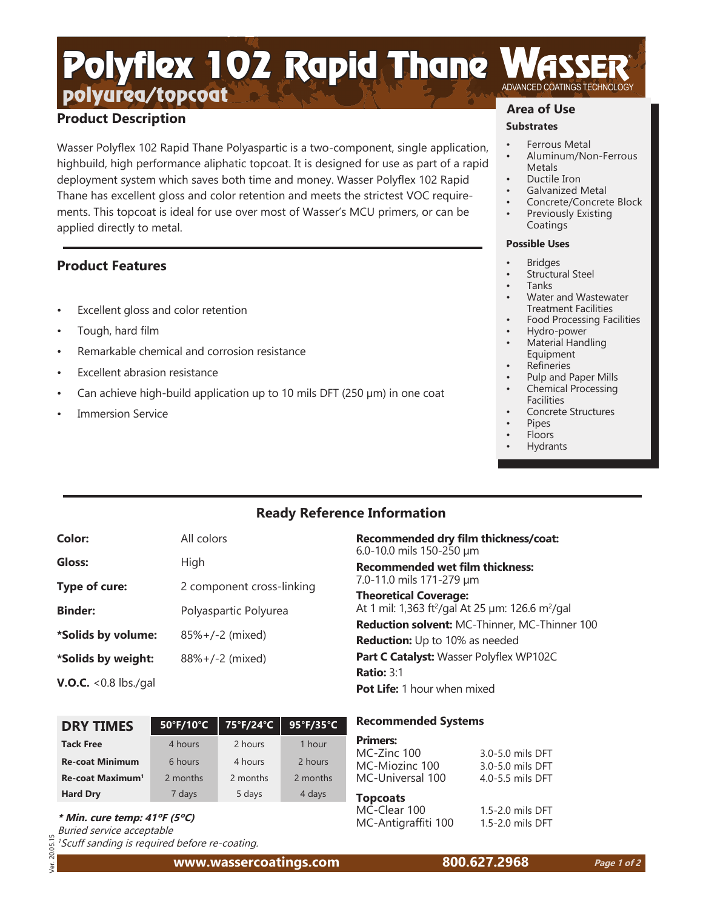# Polyflex 102 Rapid Thane

## polyurea/topcoat

WASSER ADVANCED COATINGS TECHNOLOGY

## Product Description

Wasser Polyflex 102 Rapid Thane Polyaspartic is a two-component, single application, highbuild, high performance aliphatic topcoat. It is designed for use as part of a rapid deployment system which saves both time and money. Wasser Polyflex 102 Rapid Thane has excellent gloss and color retention and meets the strictest VOC requirements. This topcoat is ideal for use over most of Wasser's MCU primers, or can be applied directly to metal.

## Product Features

- Excellent gloss and color retention
- Tough, hard film
- Remarkable chemical and corrosion resistance
- Excellent abrasion resistance
- Can achieve high-build application up to 10 mils DFT (250 µm) in one coat
- Immersion Service

## Area of Use

### Substrates

- Ferrous Metal
- Aluminum/Non-Ferrous Metals
- Ductile Iron
- Galvanized Metal
- Concrete/Concrete Block
- Previously Existing Coatings

### Possible Uses

- Bridges
- Structural Steel
- Tanks
- Water and Wastewater Treatment Facilities
- Food Processing Facilities
- Hydro-power
- Material Handling Equipment
- Refineries
- Pulp and Paper Mills
- Chemical Processing Facilities
- Concrete Structures
- Pipes
- Floors
- Hydrants

## Ready Reference Information

**Color:** All colors

**Gloss:** High

**Type of cure:** 2 component cross-linking

**Binder:** Polyaspartic Polyurea

***Solids by volume:** 85%+/-2 (mixed)

***Solids by weight:** 88%+/-2 (mixed)

**V.O.C.** <0.8 lbs./gal

**Recommended dry film thickness/coat:** 6.0-10.0 mils 150-250 µm

**Recommended wet film thickness:** 7.0-11.0 mils 171-279 µm

**Theoretical Coverage:** At 1 mil: 1,363 ft²/gal At 25 µm: 126.6 m²/gal

**Reduction solvent:** MC-Thinner, MC-Thinner 100

**Reduction:** Up to 10% as needed

**Part C Catalyst:** Wasser Polyflex WP102C

**Ratio:** 3:1

**Pot Life:** 1 hour when mixed

| DRY TIMES | 50°F/10°C | 75°F/24°C | 95°F/35°C |
|---|---|---|---|
| **Tack Free** | 4 hours | 2 hours | 1 hour |
| **Re-coat Minimum** | 6 hours | 4 hours | 2 hours |
| **Re-coat Maximum[1]** | 2 months | 2 months | 2 months |
| **Hard Dry** | 7 days | 5 days | 4 days |

***\* Min. cure temp: 41°F (5°C)***

*Buried service acceptable*

*[1]Scuff sanding is required before re-coating.*

### Recommended Systems

**Primers:**

| | |
|---|---|
| MC-Zinc 100 | 3.0-5.0 mils DFT |
| MC-Miozinc 100 | 3.0-5.0 mils DFT |
| MC-Universal 100 | 4.0-5.5 mils DFT |

**Topcoats**

| | |
|---|---|
| MC-Clear 100 | 1.5-2.0 mils DFT |
| MC-Antigraffiti 100 | 1.5-2.0 mils DFT |

Ver. 20.05.15

www.wassercoatings.com 800.627.2968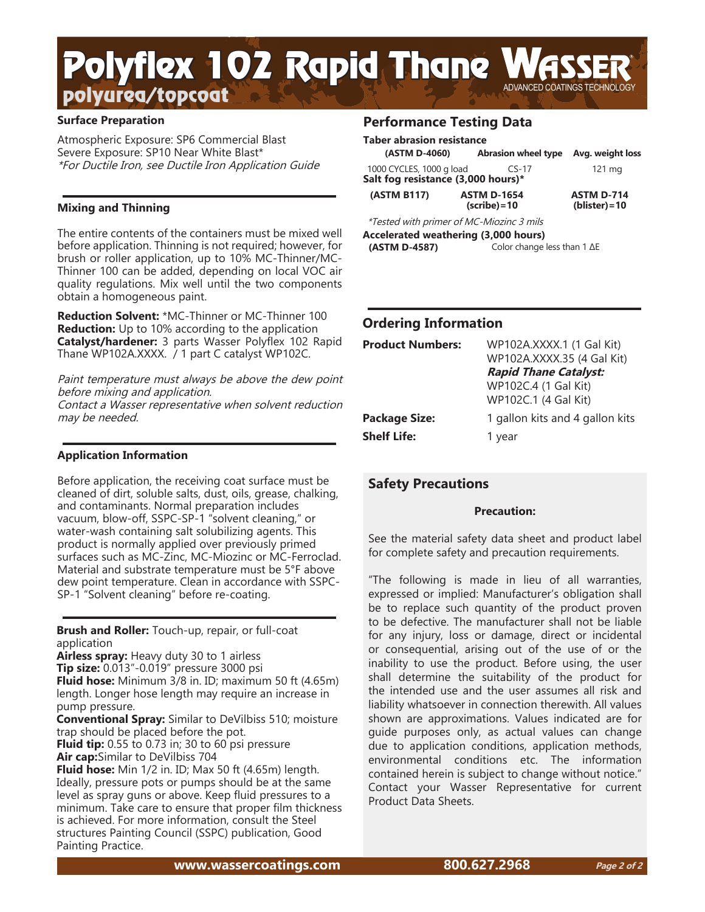# Polyflex 102 Rapid Thane

## polyurea/topcoat

WASSER ADVANCED COATINGS TECHNOLOGY

### Surface Preparation

Atmospheric Exposure: SP6 Commercial Blast
Severe Exposure: SP10 Near White Blast*
*For Ductile Iron, see Ductile Iron Application Guide*

### Mixing and Thinning

The entire contents of the containers must be mixed well before application. Thinning is not required; however, for brush or roller application, up to 10% MC-Thinner/MC-Thinner 100 can be added, depending on local VOC air quality regulations. Mix well until the two components obtain a homogeneous paint.

**Reduction Solvent:** *MC-Thinner or MC-Thinner 100
**Reduction:** Up to 10% according to the application
**Catalyst/hardener:** 3 parts Wasser Polyflex 102 Rapid Thane WP102A.XXXX. / 1 part C catalyst WP102C.

*Paint temperature must always be above the dew point before mixing and application.*
*Contact a Wasser representative when solvent reduction may be needed.*

### Application Information

Before application, the receiving coat surface must be cleaned of dirt, soluble salts, dust, oils, grease, chalking, and contaminants. Normal preparation includes vacuum, blow-off, SSPC-SP-1 "solvent cleaning," or water-wash containing salt solubilizing agents. This product is normally applied over previously primed surfaces such as MC-Zinc, MC-Miozinc or MC-Ferroclad. Material and substrate temperature must be 5°F above dew point temperature. Clean in accordance with SSPC-SP-1 "Solvent cleaning" before re-coating.

**Brush and Roller:** Touch-up, repair, or full-coat application
**Airless spray:** Heavy duty 30 to 1 airless
**Tip size:** 0.013"-0.019" pressure 3000 psi
**Fluid hose:** Minimum 3/8 in. ID; maximum 50 ft (4.65m) length. Longer hose length may require an increase in pump pressure.
**Conventional Spray:** Similar to DeVilbiss 510; moisture trap should be placed before the pot.
**Fluid tip:** 0.55 to 0.73 in; 30 to 60 psi pressure
**Air cap:** Similar to DeVilbiss 704
**Fluid hose:** Min 1/2 in. ID; Max 50 ft (4.65m) length. Ideally, pressure pots or pumps should be at the same level as spray guns or above. Keep fluid pressures to a minimum. Take care to ensure that proper film thickness is achieved. For more information, consult the Steel structures Painting Council (SSPC) publication, Good Painting Practice.

### Performance Testing Data

| | | |
|---|---|---|
| **Taber abrasion resistance** | | |
| **(ASTM D-4060)** | **Abrasion wheel type** | **Avg. weight loss** |
| 1000 CYCLES, 1000 g load | CS-17 | 121 mg |
| **Salt fog resistance (3,000 hours)*** | | |
| **(ASTM B117)** | **ASTM D-1654 (scribe)=10** | **ASTM D-714 (blister)=10** |

*\*Tested with primer of MC-Miozinc 3 mils*

**Accelerated weathering (3,000 hours)**
**(ASTM D-4587)** Color change less than 1 ΔE

### Ordering Information

| | |
|---|---|
| **Product Numbers:** | WP102A.XXXX.1 (1 Gal Kit)<br>WP102A.XXXX.35 (4 Gal Kit)<br>***Rapid Thane Catalyst:***<br>WP102C.4 (1 Gal Kit)<br>WP102C.1 (4 Gal Kit) |
| **Package Size:** | 1 gallon kits and 4 gallon kits |
| **Shelf Life:** | 1 year |

### Safety Precautions

**Precaution:**

See the material safety data sheet and product label for complete safety and precaution requirements.

"The following is made in lieu of all warranties, expressed or implied: Manufacturer's obligation shall be to replace such quantity of the product proven to be defective. The manufacturer shall not be liable for any injury, loss or damage, direct or incidental or consequential, arising out of the use of or the inability to use the product. Before using, the user shall determine the suitability of the product for the intended use and the user assumes all risk and liability whatsoever in connection therewith. All values shown are approximations. Values indicated are for guide purposes only, as actual values can change due to application conditions, application methods, environmental conditions etc. The information contained herein is subject to change without notice." Contact your Wasser Representative for current Product Data Sheets.

www.wassercoatings.com 800.627.2968